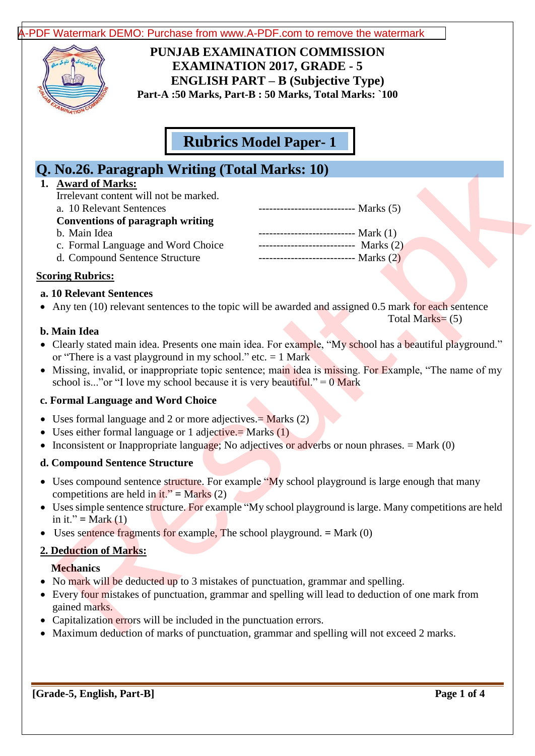# PUNJAB EXAMINATION COMMISSION
## EXAMINATION 2017, GRADE - 5
## ENGLISH PART – B (Subjective Type)
**Part-A :50 Marks, Part-B : 50 Marks, Total Marks: `100**

## Rubrics Model Paper- 1

## Q. No.26. Paragraph Writing (Total Marks: 10)

1. **Award of Marks:**

   Irrelevant content will not be marked.

   a. 10 Relevant Sentences --------------------------- Marks (5)

   **Conventions of paragraph writing**

   b. Main Idea --------------------------- Mark (1)

   c. Formal Language and Word Choice --------------------------- Marks (2)

   d. Compound Sentence Structure --------------------------- Marks (2)

**Scoring Rubrics:**

**a. 10 Relevant Sentences**

- Any ten (10) relevant sentences to the topic will be awarded and assigned 0.5 mark for each sentence

  Total Marks= (5)

**b. Main Idea**

- Clearly stated main idea. Presents one main idea. For example, "My school has a beautiful playground." or "There is a vast playground in my school." etc. = 1 Mark
- Missing, invalid, or inappropriate topic sentence; main idea is missing. For Example, "The name of my school is..."or "I love my school because it is very beautiful." = 0 Mark

**c. Formal Language and Word Choice**

- Uses formal language and 2 or more adjectives.= Marks (2)
- Uses either formal language or 1 adjective.= Marks (1)
- Inconsistent or Inappropriate language; No adjectives or adverbs or noun phrases. = Mark (0)

**d. Compound Sentence Structure**

- Uses compound sentence structure. For example "My school playground is large enough that many competitions are held in it." = Marks (2)
- Uses simple sentence structure. For example "My school playground is large. Many competitions are held in it." = Mark (1)
- Uses sentence fragments for example, The school playground. = Mark (0)

**2. Deduction of Marks:**

**Mechanics**

- No mark will be deducted up to 3 mistakes of punctuation, grammar and spelling.
- Every four mistakes of punctuation, grammar and spelling will lead to deduction of one mark from gained marks.
- Capitalization errors will be included in the punctuation errors.
- Maximum deduction of marks of punctuation, grammar and spelling will not exceed 2 marks.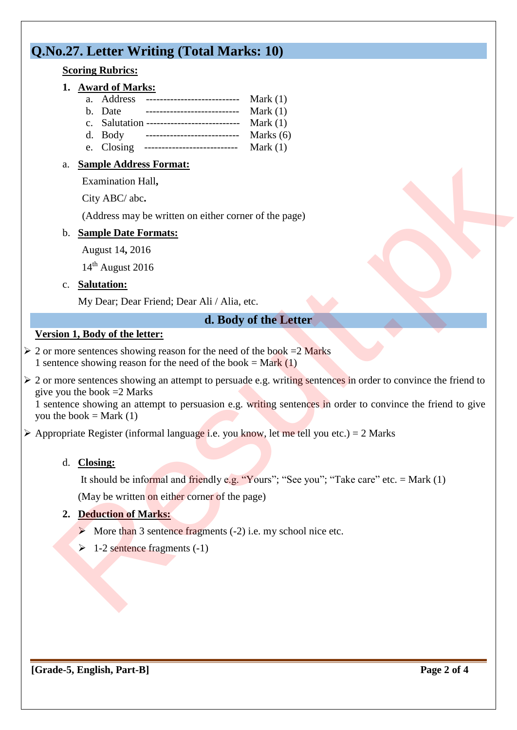## Q.No.27. Letter Writing (Total Marks: 10)

**Scoring Rubrics:**

1. **Award of Marks:**
   - a. Address --------------------------- Mark (1)
   - b. Date --------------------------- Mark (1)
   - c. Salutation --------------------------- Mark (1)
   - d. Body --------------------------- Marks (6)
   - e. Closing --------------------------- Mark (1)

a. **Sample Address Format:**

Examination Hall**,**

City ABC/ abc**.**

(Address may be written on either corner of the page)

b. **Sample Date Formats:**

August 14**,** 2016

14th August 2016

c. **Salutation:**

My Dear; Dear Friend; Dear Ali / Alia, etc.

### d. Body of the Letter

**Version 1, Body of the letter:**

- 2 or more sentences showing reason for the need of the book =2 Marks
  1 sentence showing reason for the need of the book = Mark (1)
- 2 or more sentences showing an attempt to persuade e.g. writing sentences in order to convince the friend to give you the book =2 Marks
  1 sentence showing an attempt to persuasion e.g. writing sentences in order to convince the friend to give you the book = Mark (1)
- Appropriate Register (informal language i.e. you know, let me tell you etc.) = 2 Marks

d. **Closing:**

It should be informal and friendly e.g. "Yours"; "See you"; "Take care" etc. = Mark (1)

(May be written on either corner of the page)

2. **Deduction of Marks:**
   - More than 3 sentence fragments (-2) i.e. my school nice etc.
   - 1-2 sentence fragments (-1)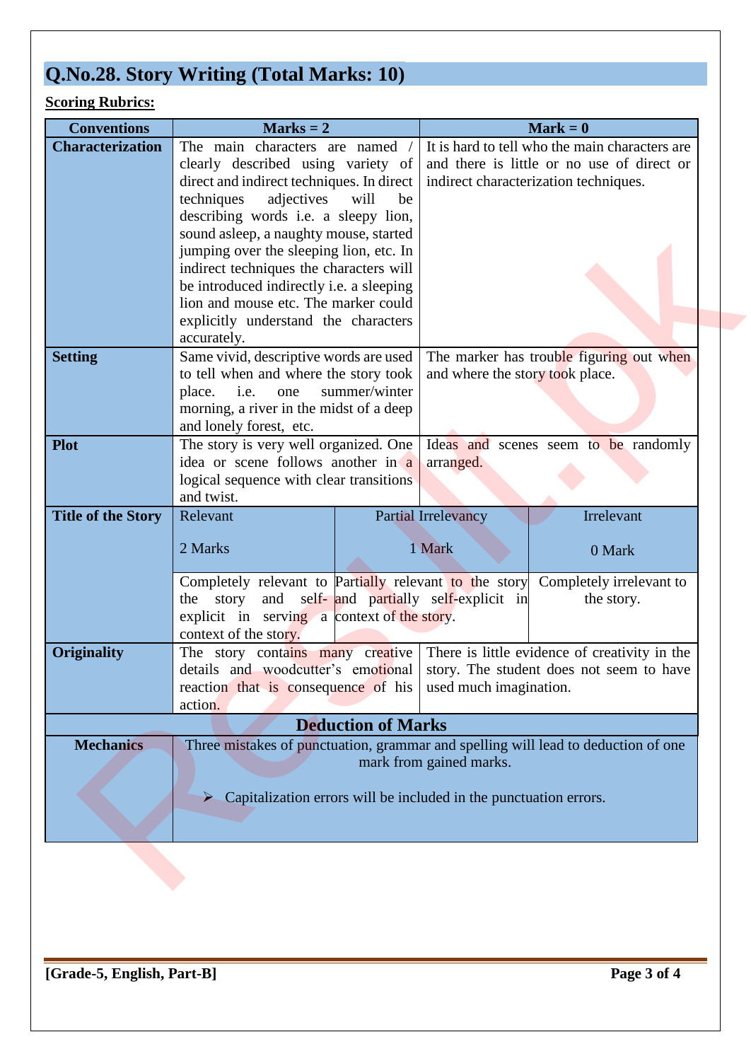## Q.No.28. Story Writing (Total Marks: 10)

**Scoring Rubrics:**

| Conventions | Marks = 2 | | Mark = 0 |
|---|---|---|---|
| **Characterization** | The main characters are named / clearly described using variety of direct and indirect techniques. In direct techniques adjectives will be describing words i.e. a sleepy lion, sound asleep, a naughty mouse, started jumping over the sleeping lion, etc. In indirect techniques the characters will be introduced indirectly i.e. a sleeping lion and mouse etc. The marker could explicitly understand the characters accurately. | | It is hard to tell who the main characters are and there is little or no use of direct or indirect characterization techniques. |
| **Setting** | Same vivid, descriptive words are used to tell when and where the story took place. i.e. one summer/winter morning, a river in the midst of a deep and lonely forest, etc. | | The marker has trouble figuring out when and where the story took place. |
| **Plot** | The story is very well organized. One idea or scene follows another in a logical sequence with clear transitions and twist. | | Ideas and scenes seem to be randomly arranged. |
| **Title of the Story** | Relevant<br><br>2 Marks | Partial Irrelevancy<br><br>1 Mark | Irrelevant<br><br>0 Mark |
| | Completely relevant to the story and self-explicit in serving a context of the story. | Partially relevant to the story and partially self-explicit in context of the story. | Completely irrelevant to the story. |
| **Originality** | The story contains many creative details and woodcutter's emotional reaction that is consequence of his action. | | There is little evidence of creativity in the story. The student does not seem to have used much imagination. |
| **Deduction of Marks** | | | |
| **Mechanics** | Three mistakes of punctuation, grammar and spelling will lead to deduction of one mark from gained marks.<br><br>➢ Capitalization errors will be included in the punctuation errors. | | |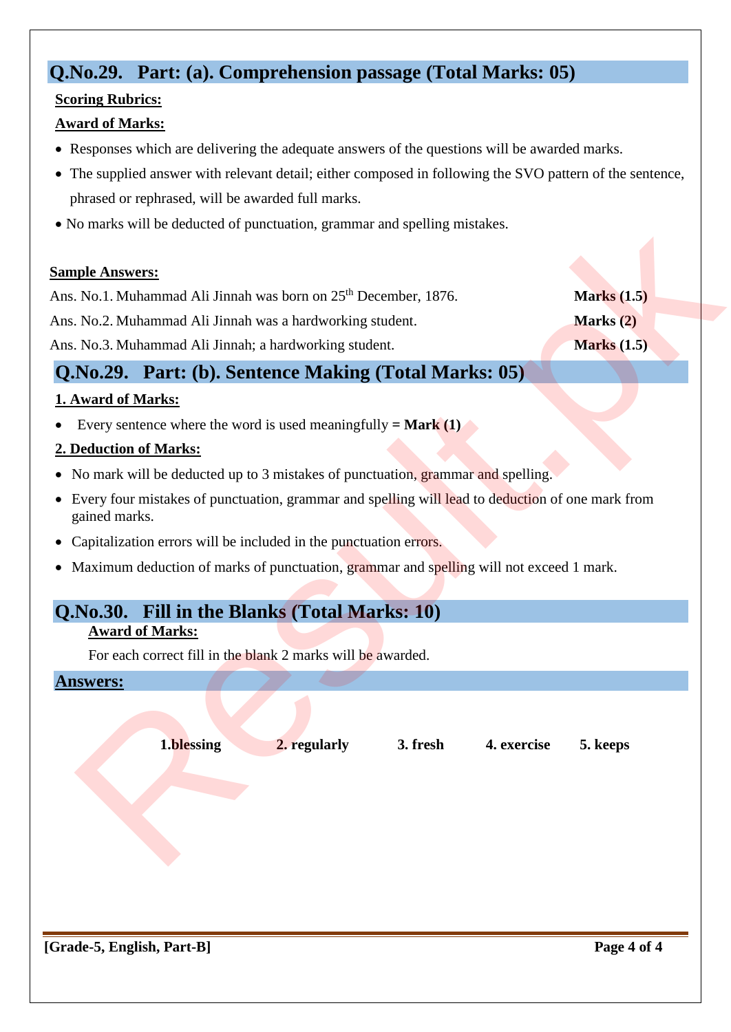## Q.No.29. Part: (a). Comprehension passage (Total Marks: 05)

**Scoring Rubrics:**

**Award of Marks:**

- Responses which are delivering the adequate answers of the questions will be awarded marks.
- The supplied answer with relevant detail; either composed in following the SVO pattern of the sentence, phrased or rephrased, will be awarded full marks.
- No marks will be deducted of punctuation, grammar and spelling mistakes.

**Sample Answers:**

Ans. No.1. Muhammad Ali Jinnah was born on 25th December, 1876. **Marks (1.5)**

Ans. No.2. Muhammad Ali Jinnah was a hardworking student. **Marks (2)**

Ans. No.3. Muhammad Ali Jinnah; a hardworking student. **Marks (1.5)**

## Q.No.29. Part: (b). Sentence Making (Total Marks: 05)

**1. Award of Marks:**

- Every sentence where the word is used meaningfully **= Mark (1)**

**2. Deduction of Marks:**

- No mark will be deducted up to 3 mistakes of punctuation, grammar and spelling.
- Every four mistakes of punctuation, grammar and spelling will lead to deduction of one mark from gained marks.
- Capitalization errors will be included in the punctuation errors.
- Maximum deduction of marks of punctuation, grammar and spelling will not exceed 1 mark.

## Q.No.30. Fill in the Blanks (Total Marks: 10)

**Award of Marks:**

For each correct fill in the blank 2 marks will be awarded.

**Answers:**

**1.blessing** **2. regularly** **3. fresh** **4. exercise** **5. keeps**